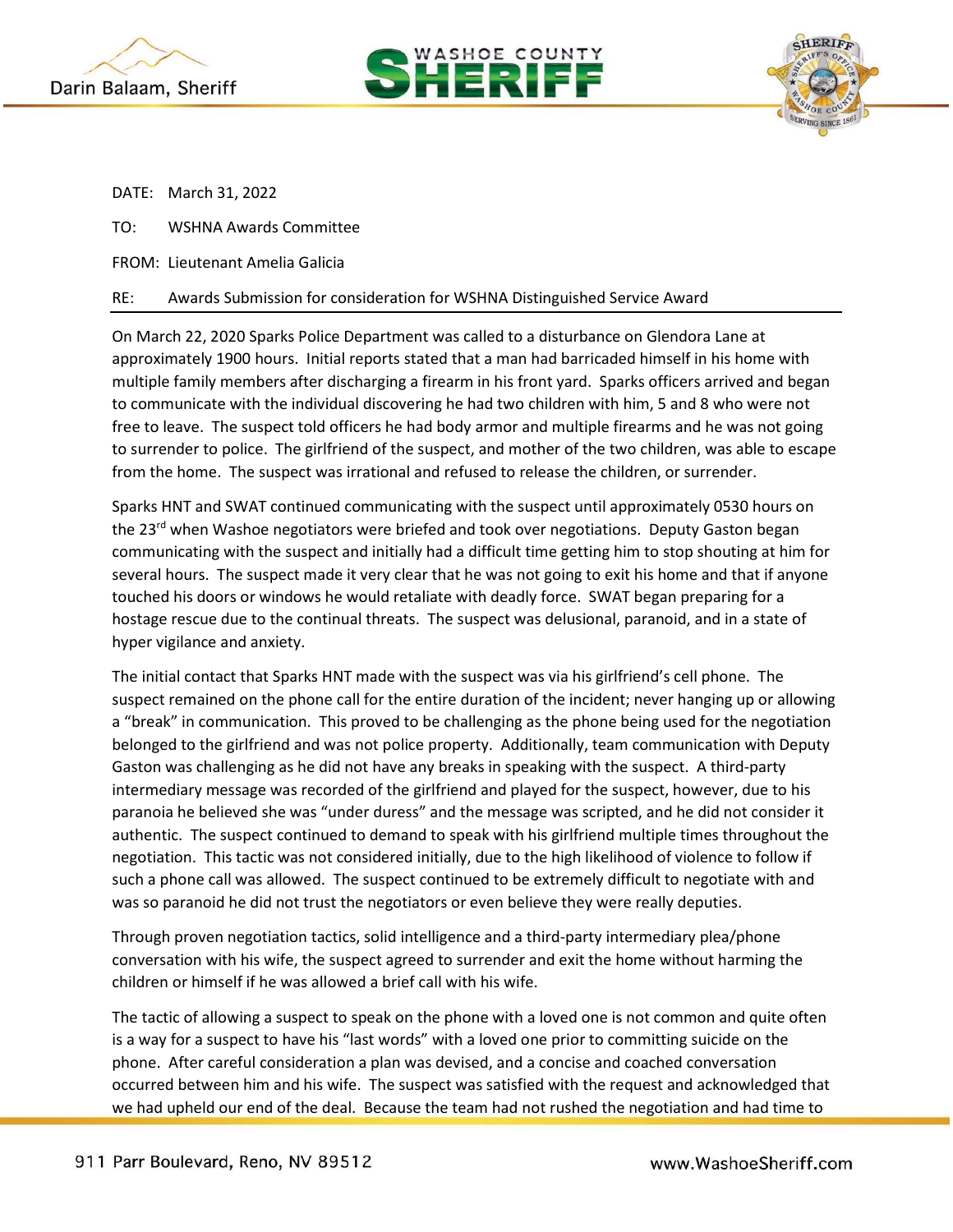Darin Balaam, Sheriff

WASHOE COUNTY SHERIFF

DATE: March 31, 2022

TO: WSHNA Awards Committee

FROM: Lieutenant Amelia Galicia

RE: Awards Submission for consideration for WSHNA Distinguished Service Award

On March 22, 2020 Sparks Police Department was called to a disturbance on Glendora Lane at approximately 1900 hours. Initial reports stated that a man had barricaded himself in his home with multiple family members after discharging a firearm in his front yard. Sparks officers arrived and began to communicate with the individual discovering he had two children with him, 5 and 8 who were not free to leave. The suspect told officers he had body armor and multiple firearms and he was not going to surrender to police. The girlfriend of the suspect, and mother of the two children, was able to escape from the home. The suspect was irrational and refused to release the children, or surrender.

Sparks HNT and SWAT continued communicating with the suspect until approximately 0530 hours on the 23rd when Washoe negotiators were briefed and took over negotiations. Deputy Gaston began communicating with the suspect and initially had a difficult time getting him to stop shouting at him for several hours. The suspect made it very clear that he was not going to exit his home and that if anyone touched his doors or windows he would retaliate with deadly force. SWAT began preparing for a hostage rescue due to the continual threats. The suspect was delusional, paranoid, and in a state of hyper vigilance and anxiety.

The initial contact that Sparks HNT made with the suspect was via his girlfriend's cell phone. The suspect remained on the phone call for the entire duration of the incident; never hanging up or allowing a "break" in communication. This proved to be challenging as the phone being used for the negotiation belonged to the girlfriend and was not police property. Additionally, team communication with Deputy Gaston was challenging as he did not have any breaks in speaking with the suspect. A third-party intermediary message was recorded of the girlfriend and played for the suspect, however, due to his paranoia he believed she was "under duress" and the message was scripted, and he did not consider it authentic. The suspect continued to demand to speak with his girlfriend multiple times throughout the negotiation. This tactic was not considered initially, due to the high likelihood of violence to follow if such a phone call was allowed. The suspect continued to be extremely difficult to negotiate with and was so paranoid he did not trust the negotiators or even believe they were really deputies.

Through proven negotiation tactics, solid intelligence and a third-party intermediary plea/phone conversation with his wife, the suspect agreed to surrender and exit the home without harming the children or himself if he was allowed a brief call with his wife.

The tactic of allowing a suspect to speak on the phone with a loved one is not common and quite often is a way for a suspect to have his "last words" with a loved one prior to committing suicide on the phone. After careful consideration a plan was devised, and a concise and coached conversation occurred between him and his wife. The suspect was satisfied with the request and acknowledged that we had upheld our end of the deal. Because the team had not rushed the negotiation and had time to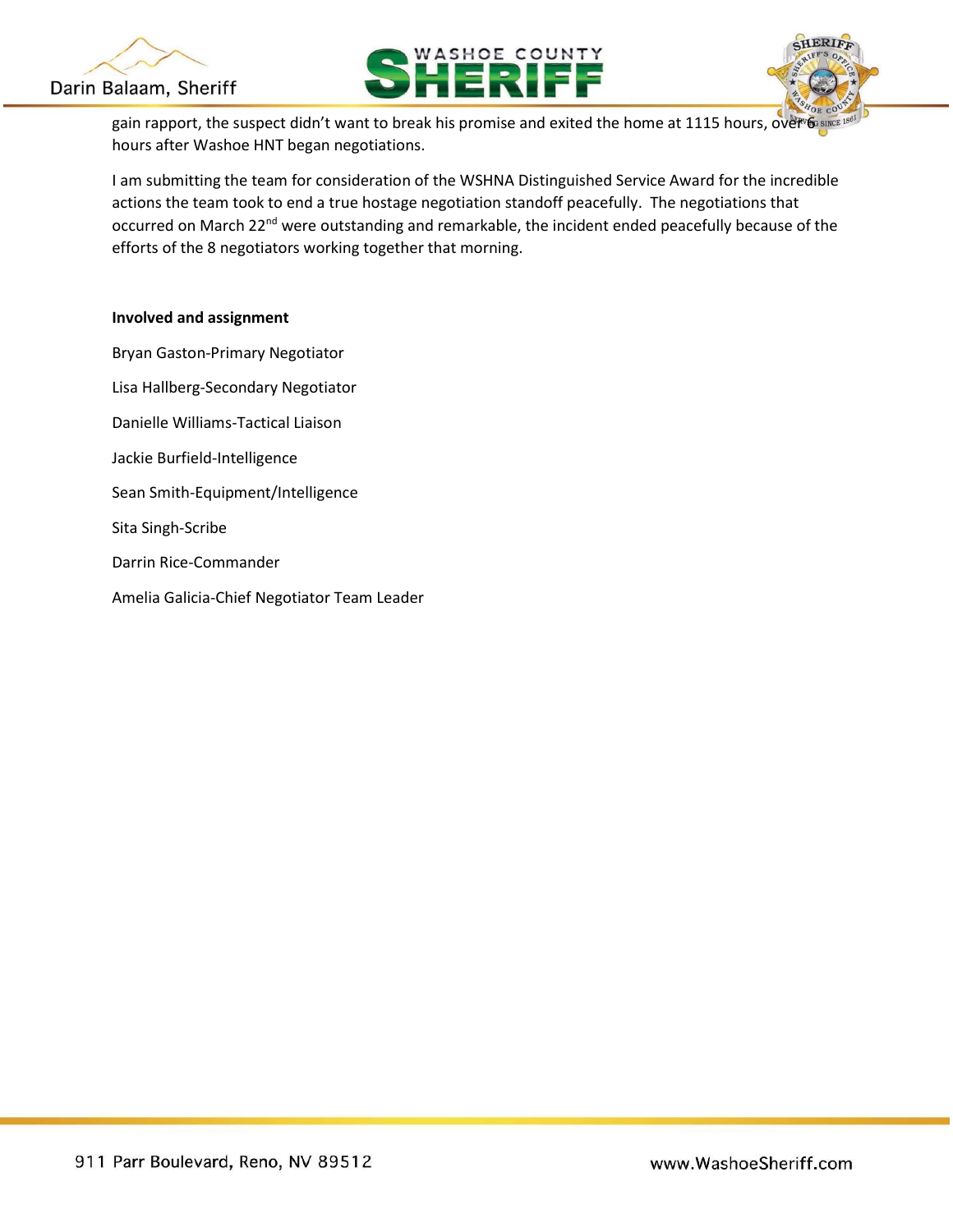gain rapport, the suspect didn't want to break his promise and exited the home at 1115 hours, over 6 hours after Washoe HNT began negotiations.

I am submitting the team for consideration of the WSHNA Distinguished Service Award for the incredible actions the team took to end a true hostage negotiation standoff peacefully. The negotiations that occurred on March 22nd were outstanding and remarkable, the incident ended peacefully because of the efforts of the 8 negotiators working together that morning.

**Involved and assignment**

Bryan Gaston-Primary Negotiator

Lisa Hallberg-Secondary Negotiator

Danielle Williams-Tactical Liaison

Jackie Burfield-Intelligence

Sean Smith-Equipment/Intelligence

Sita Singh-Scribe

Darrin Rice-Commander

Amelia Galicia-Chief Negotiator Team Leader